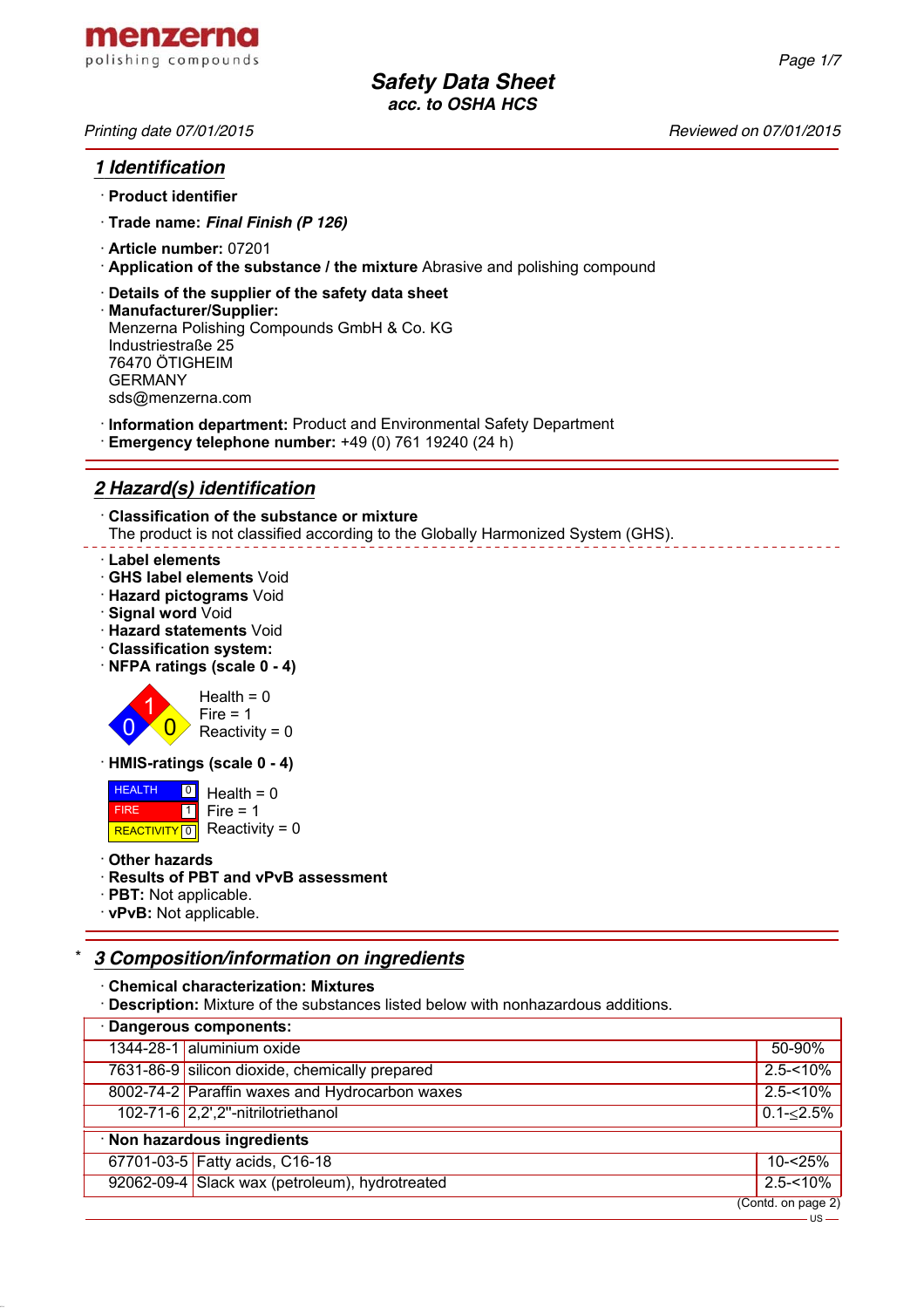menzerna
polishing compounds

# Safety Data Sheet
**acc. to OSHA HCS**

*Printing date 07/01/2015* *Reviewed on 07/01/2015*

## 1 Identification

· **Product identifier**

· **Trade name:** ***Final Finish (P 126)***

· **Article number:** 07201

· **Application of the substance / the mixture** Abrasive and polishing compound

· **Details of the supplier of the safety data sheet**

· **Manufacturer/Supplier:**
Menzerna Polishing Compounds GmbH & Co. KG
Industriestraße 25
76470 ÖTIGHEIM
GERMANY
sds@menzerna.com

· **Information department:** Product and Environmental Safety Department

· **Emergency telephone number:** +49 (0) 761 19240 (24 h)

## 2 Hazard(s) identification

· **Classification of the substance or mixture**
The product is not classified according to the Globally Harmonized System (GHS).

· **Label elements**

· **GHS label elements** Void

· **Hazard pictograms** Void

· **Signal word** Void

· **Hazard statements** Void

· **Classification system:**

· **NFPA ratings (scale 0 - 4)**

Health = 0
Fire = 1
Reactivity = 0

· **HMIS-ratings (scale 0 - 4)**

| | | |
|---|---|---|
| HEALTH | 0 | Health = 0 |
| FIRE | 1 | Fire = 1 |
| REACTIVITY | 0 | Reactivity = 0 |

· **Other hazards**

· **Results of PBT and vPvB assessment**

· **PBT:** Not applicable.

· **vPvB:** Not applicable.

## * 3 Composition/information on ingredients

· **Chemical characterization: Mixtures**

· **Description:** Mixture of the substances listed below with nonhazardous additions.

| · **Dangerous components:** | | |
|---|---|---|
| 1344-28-1 | aluminium oxide | 50-90% |
| 7631-86-9 | silicon dioxide, chemically prepared | 2.5-<10% |
| 8002-74-2 | Paraffin waxes and Hydrocarbon waxes | 2.5-<10% |
| 102-71-6 | 2,2',2''-nitrilotriethanol | 0.1-≤2.5% |
| · **Non hazardous ingredients** | | |
| 67701-03-5 | Fatty acids, C16-18 | 10-<25% |
| 92062-09-4 | Slack wax (petroleum), hydrotreated | 2.5-<10% |

(Contd. on page 2)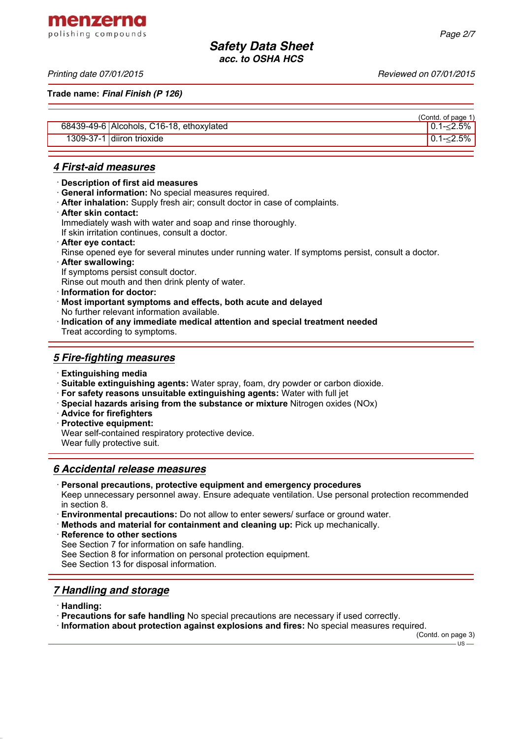Trade name: ***Final Finish (P 126)***

(Contd. of page 1)

| | | |
|---|---|---|
| 68439-49-6 | Alcohols, C16-18, ethoxylated | 0.1-≤2.5% |
| 1309-37-1 | diiron trioxide | 0.1-≤2.5% |

## 4 First-aid measures

· **Description of first aid measures**
· **General information:** No special measures required.
· **After inhalation:** Supply fresh air; consult doctor in case of complaints.
· **After skin contact:**
Immediately wash with water and soap and rinse thoroughly.
If skin irritation continues, consult a doctor.
· **After eye contact:**
Rinse opened eye for several minutes under running water. If symptoms persist, consult a doctor.
· **After swallowing:**
If symptoms persist consult doctor.
Rinse out mouth and then drink plenty of water.
· **Information for doctor:**
· **Most important symptoms and effects, both acute and delayed**
No further relevant information available.
· **Indication of any immediate medical attention and special treatment needed**
Treat according to symptoms.

## 5 Fire-fighting measures

· **Extinguishing media**
· **Suitable extinguishing agents:** Water spray, foam, dry powder or carbon dioxide.
· **For safety reasons unsuitable extinguishing agents:** Water with full jet
· **Special hazards arising from the substance or mixture** Nitrogen oxides (NOx)
· **Advice for firefighters**
· **Protective equipment:**
Wear self-contained respiratory protective device.
Wear fully protective suit.

## 6 Accidental release measures

· **Personal precautions, protective equipment and emergency procedures**
Keep unnecessary personnel away. Ensure adequate ventilation. Use personal protection recommended in section 8.
· **Environmental precautions:** Do not allow to enter sewers/ surface or ground water.
· **Methods and material for containment and cleaning up:** Pick up mechanically.
· **Reference to other sections**
See Section 7 for information on safe handling.
See Section 8 for information on personal protection equipment.
See Section 13 for disposal information.

## 7 Handling and storage

· **Handling:**
· **Precautions for safe handling** No special precautions are necessary if used correctly.
· **Information about protection against explosions and fires:** No special measures required.

(Contd. on page 3)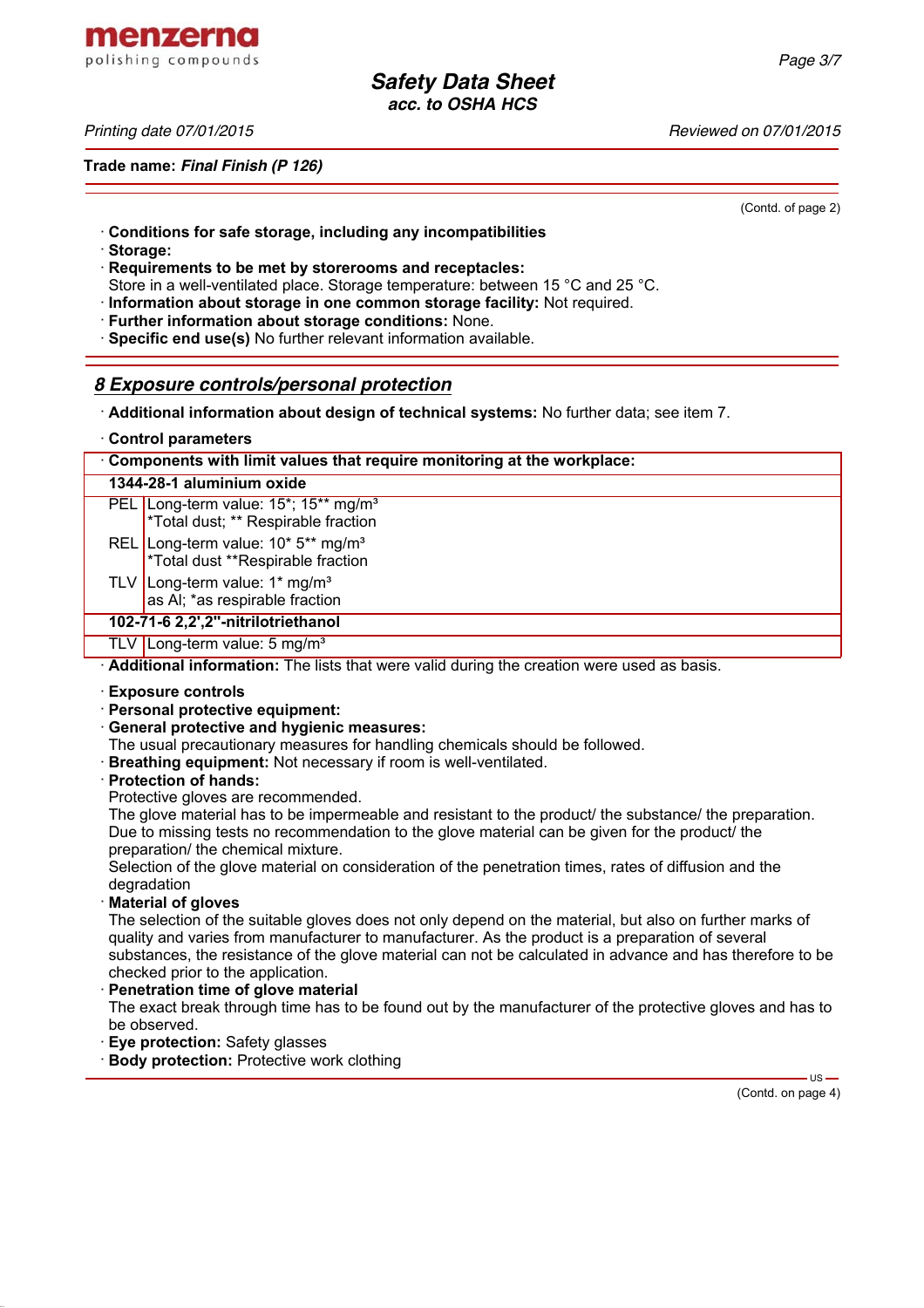Trade name: ***Final Finish (P 126)***

(Contd. of page 2)

· **Conditions for safe storage, including any incompatibilities**
· **Storage:**
· **Requirements to be met by storerooms and receptacles:**
Store in a well-ventilated place. Storage temperature: between 15 °C and 25 °C.
· **Information about storage in one common storage facility:** Not required.
· **Further information about storage conditions:** None.
· **Specific end use(s)** No further relevant information available.

## *8 Exposure controls/personal protection*

· **Additional information about design of technical systems:** No further data; see item 7.

· **Control parameters**

| · **Components with limit values that require monitoring at the workplace:** | |
|---|---|
| **1344-28-1 aluminium oxide** | |
| PEL | Long-term value: 15*; 15** mg/m³<br>*Total dust; ** Respirable fraction |
| REL | Long-term value: 10* 5** mg/m³<br>*Total dust **Respirable fraction |
| TLV | Long-term value: 1* mg/m³<br>as Al; *as respirable fraction |
| **102-71-6 2,2',2''-nitrilotriethanol** | |
| TLV | Long-term value: 5 mg/m³ |

· **Additional information:** The lists that were valid during the creation were used as basis.

· **Exposure controls**
· **Personal protective equipment:**
· **General protective and hygienic measures:**
The usual precautionary measures for handling chemicals should be followed.
· **Breathing equipment:** Not necessary if room is well-ventilated.
· **Protection of hands:**
Protective gloves are recommended.
The glove material has to be impermeable and resistant to the product/ the substance/ the preparation.
Due to missing tests no recommendation to the glove material can be given for the product/ the preparation/ the chemical mixture.
Selection of the glove material on consideration of the penetration times, rates of diffusion and the degradation
· **Material of gloves**
The selection of the suitable gloves does not only depend on the material, but also on further marks of quality and varies from manufacturer to manufacturer. As the product is a preparation of several substances, the resistance of the glove material can not be calculated in advance and has therefore to be checked prior to the application.
· **Penetration time of glove material**
The exact break through time has to be found out by the manufacturer of the protective gloves and has to be observed.
· **Eye protection:** Safety glasses
· **Body protection:** Protective work clothing

(Contd. on page 4)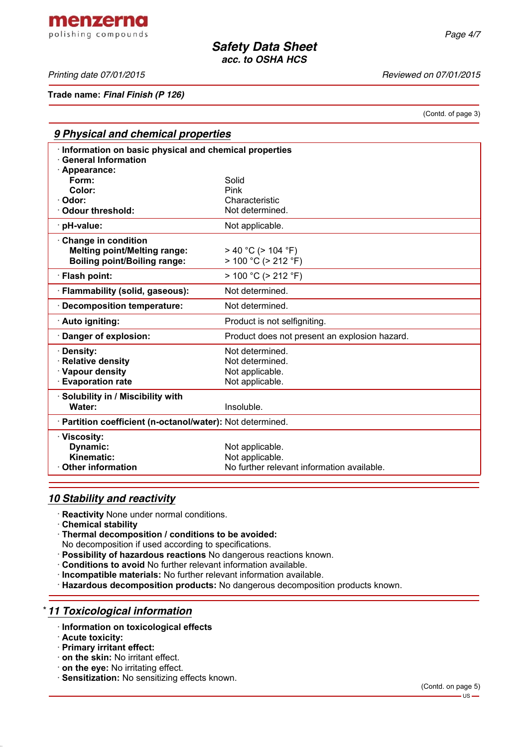Trade name: ***Final Finish (P 126)***

(Contd. of page 3)

## *9 Physical and chemical properties*

| | |
|---|---|
| · **Information on basic physical and chemical properties** | |
| · **General Information** | |
| · **Appearance:** | |
| **Form:** | Solid |
| **Color:** | Pink |
| · **Odor:** | Characteristic |
| · **Odour threshold:** | Not determined. |
| · **pH-value:** | Not applicable. |
| · **Change in condition** | |
| **Melting point/Melting range:** | > 40 °C (> 104 °F) |
| **Boiling point/Boiling range:** | > 100 °C (> 212 °F) |
| · **Flash point:** | > 100 °C (> 212 °F) |
| · **Flammability (solid, gaseous):** | Not determined. |
| · **Decomposition temperature:** | Not determined. |
| · **Auto igniting:** | Product is not selfigniting. |
| · **Danger of explosion:** | Product does not present an explosion hazard. |
| · **Density:** | Not determined. |
| · **Relative density** | Not determined. |
| · **Vapour density** | Not applicable. |
| · **Evaporation rate** | Not applicable. |
| · **Solubility in / Miscibility with** | |
| **Water:** | Insoluble. |
| · **Partition coefficient (n-octanol/water):** | Not determined. |
| · **Viscosity:** | |
| **Dynamic:** | Not applicable. |
| **Kinematic:** | Not applicable. |
| · **Other information** | No further relevant information available. |

## *10 Stability and reactivity*

· **Reactivity** None under normal conditions.
· **Chemical stability**
· **Thermal decomposition / conditions to be avoided:**
No decomposition if used according to specifications.
· **Possibility of hazardous reactions** No dangerous reactions known.
· **Conditions to avoid** No further relevant information available.
· **Incompatible materials:** No further relevant information available.
· **Hazardous decomposition products:** No dangerous decomposition products known.

## * *11 Toxicological information*

· **Information on toxicological effects**
· **Acute toxicity:**
· **Primary irritant effect:**
· **on the skin:** No irritant effect.
· **on the eye:** No irritating effect.
· **Sensitization:** No sensitizing effects known.

(Contd. on page 5)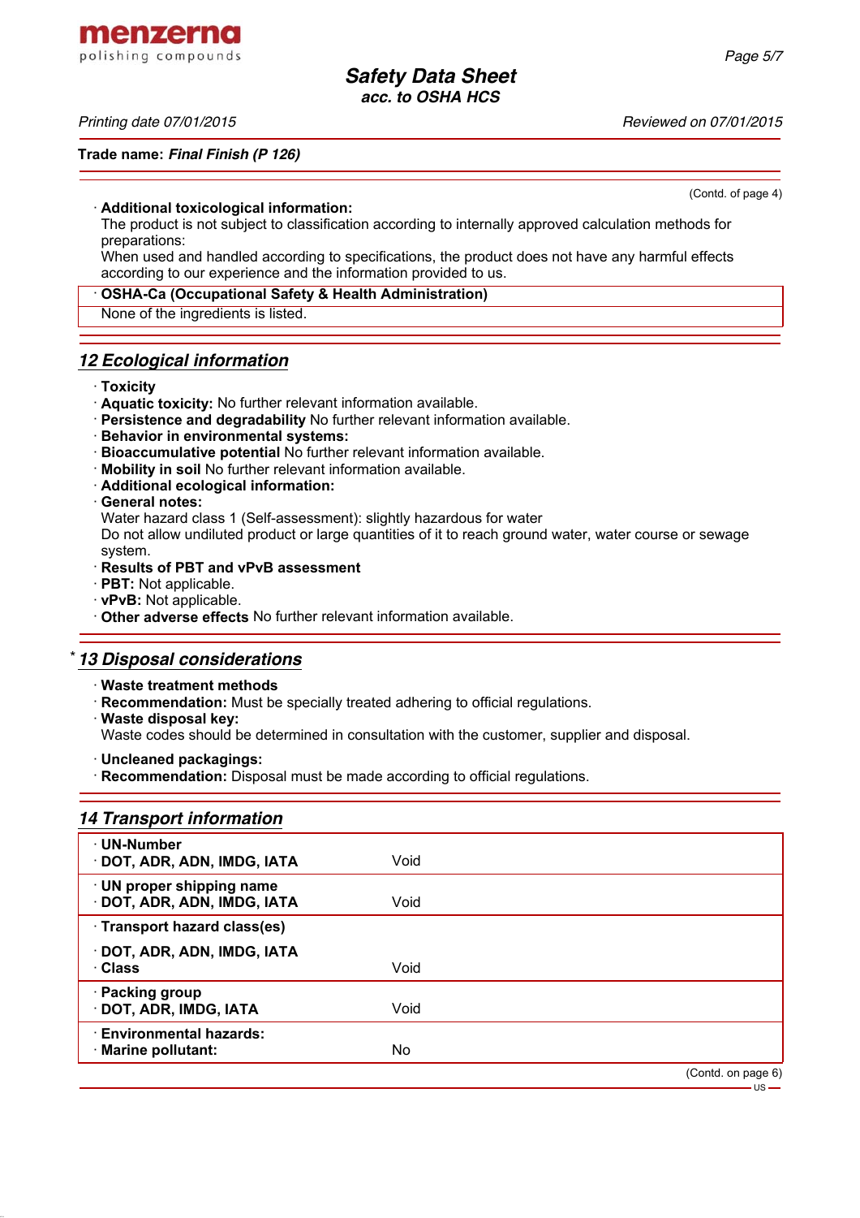(Contd. of page 4)

· **Additional toxicological information:**
The product is not subject to classification according to internally approved calculation methods for preparations:
When used and handled according to specifications, the product does not have any harmful effects according to our experience and the information provided to us.

· **OSHA-Ca (Occupational Safety & Health Administration)**
None of the ingredients is listed.

## *12 Ecological information*

· **Toxicity**
· **Aquatic toxicity:** No further relevant information available.
· **Persistence and degradability** No further relevant information available.
· **Behavior in environmental systems:**
· **Bioaccumulative potential** No further relevant information available.
· **Mobility in soil** No further relevant information available.
· **Additional ecological information:**
· **General notes:**
Water hazard class 1 (Self-assessment): slightly hazardous for water
Do not allow undiluted product or large quantities of it to reach ground water, water course or sewage system.
· **Results of PBT and vPvB assessment**
· **PBT:** Not applicable.
· **vPvB:** Not applicable.
· **Other adverse effects** No further relevant information available.

## * *13 Disposal considerations*

· **Waste treatment methods**
· **Recommendation:** Must be specially treated adhering to official regulations.
· **Waste disposal key:**
Waste codes should be determined in consultation with the customer, supplier and disposal.

· **Uncleaned packagings:**
· **Recommendation:** Disposal must be made according to official regulations.

## *14 Transport information*

| | |
|---|---|
| · **UN-Number**<br>· **DOT, ADR, ADN, IMDG, IATA** | Void |
| · **UN proper shipping name**<br>· **DOT, ADR, ADN, IMDG, IATA** | Void |
| · **Transport hazard class(es)**<br>· **DOT, ADR, ADN, IMDG, IATA**<br>· **Class** | Void |
| · **Packing group**<br>· **DOT, ADR, IMDG, IATA** | Void |
| · **Environmental hazards:**<br>· **Marine pollutant:** | No |

(Contd. on page 6)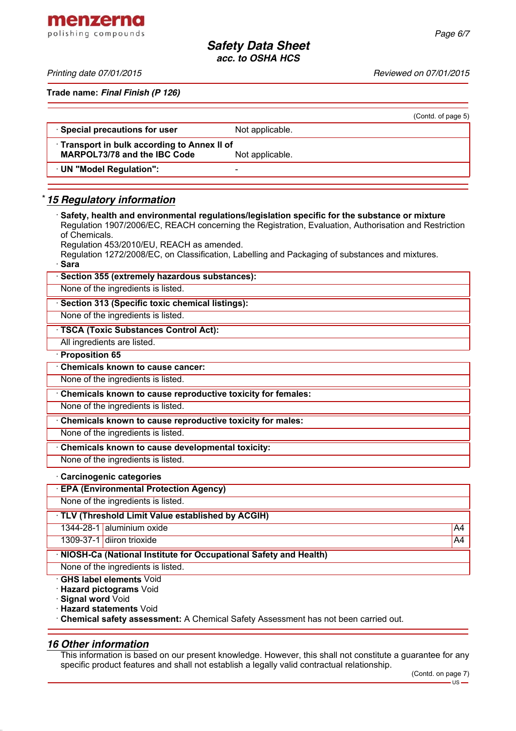Trade name: ***Final Finish (P 126)***

(Contd. of page 5)

| | |
|---|---|
| · **Special precautions for user** | Not applicable. |
| · **Transport in bulk according to Annex II of MARPOL73/78 and the IBC Code** | Not applicable. |
| · **UN "Model Regulation":** | - |

## * 15 Regulatory information

· **Safety, health and environmental regulations/legislation specific for the substance or mixture**
Regulation 1907/2006/EC, REACH concerning the Registration, Evaluation, Authorisation and Restriction of Chemicals.
Regulation 453/2010/EU, REACH as amended.
Regulation 1272/2008/EC, on Classification, Labelling and Packaging of substances and mixtures.

· **Sara**

· **Section 355 (extremely hazardous substances):**
None of the ingredients is listed.

· **Section 313 (Specific toxic chemical listings):**
None of the ingredients is listed.

· **TSCA (Toxic Substances Control Act):**
All ingredients are listed.

· **Proposition 65**

· **Chemicals known to cause cancer:**
None of the ingredients is listed.

· **Chemicals known to cause reproductive toxicity for females:**
None of the ingredients is listed.

· **Chemicals known to cause reproductive toxicity for males:**
None of the ingredients is listed.

· **Chemicals known to cause developmental toxicity:**
None of the ingredients is listed.

· **Carcinogenic categories**

· **EPA (Environmental Protection Agency)**
None of the ingredients is listed.

· **TLV (Threshold Limit Value established by ACGIH)**

| | | |
|---|---|---|
| 1344-28-1 | aluminium oxide | A4 |
| 1309-37-1 | diiron trioxide | A4 |

· **NIOSH-Ca (National Institute for Occupational Safety and Health)**
None of the ingredients is listed.

· **GHS label elements** Void
· **Hazard pictograms** Void
· **Signal word** Void
· **Hazard statements** Void
· **Chemical safety assessment:** A Chemical Safety Assessment has not been carried out.

## 16 Other information

This information is based on our present knowledge. However, this shall not constitute a guarantee for any specific product features and shall not establish a legally valid contractual relationship.

(Contd. on page 7)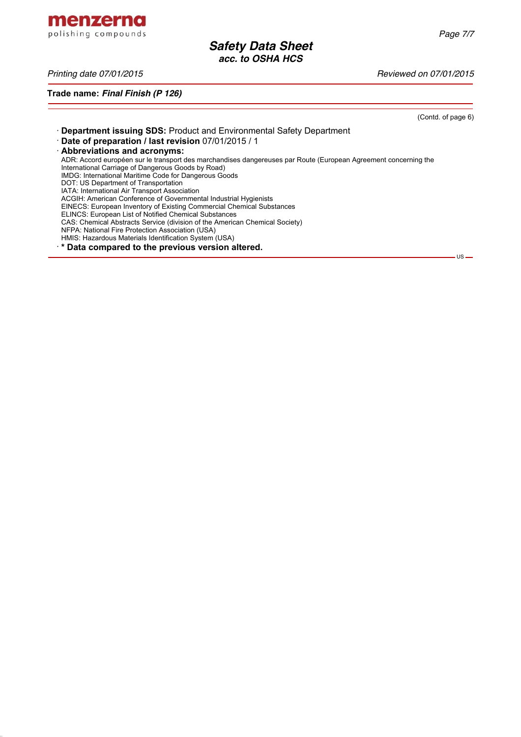(Contd. of page 6)

· **Department issuing SDS:** Product and Environmental Safety Department

· **Date of preparation / last revision** 07/01/2015 / 1

· **Abbreviations and acronyms:**

ADR: Accord européen sur le transport des marchandises dangereuses par Route (European Agreement concerning the International Carriage of Dangerous Goods by Road)
IMDG: International Maritime Code for Dangerous Goods
DOT: US Department of Transportation
IATA: International Air Transport Association
ACGIH: American Conference of Governmental Industrial Hygienists
EINECS: European Inventory of Existing Commercial Chemical Substances
ELINCS: European List of Notified Chemical Substances
CAS: Chemical Abstracts Service (division of the American Chemical Society)
NFPA: National Fire Protection Association (USA)
HMIS: Hazardous Materials Identification System (USA)

· *** Data compared to the previous version altered.**